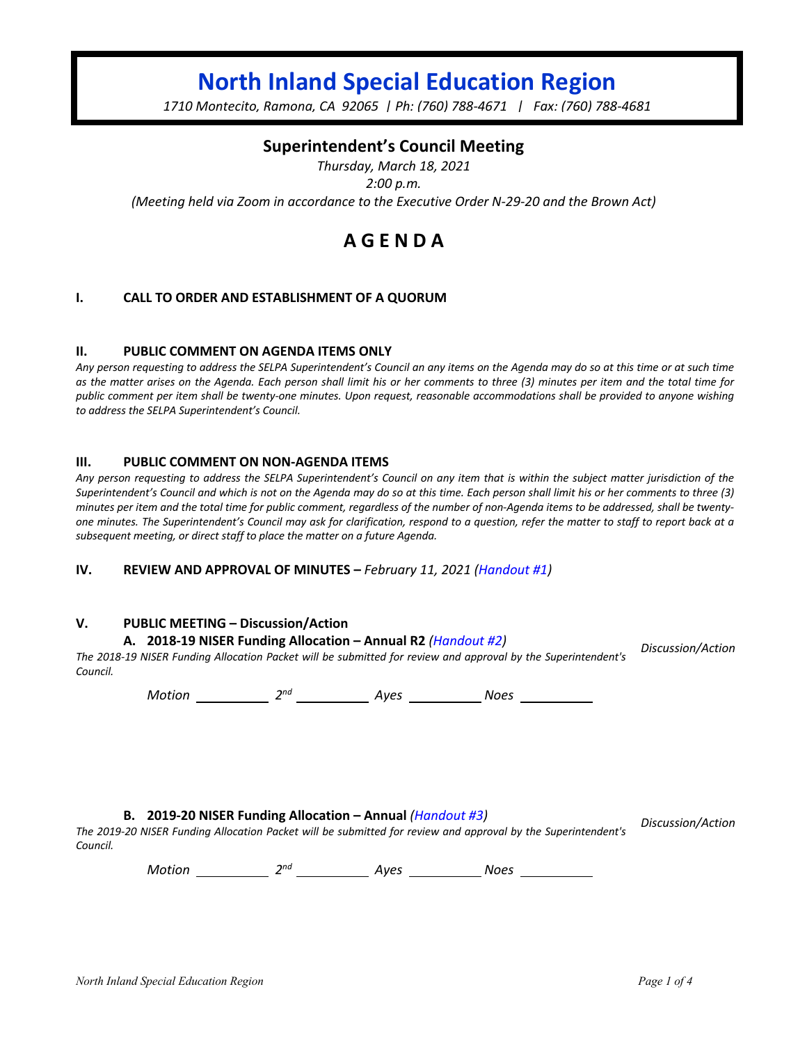# North Inland Special Education Region

*1710 Montecito, Ramona, CA 92065 | Ph: (760) 788-4671 | Fax: (760) 788-4681*

## Superintendent's Council Meeting

*Thursday, March 18, 2021*

*2:00 p.m.*

*(Meeting held via Zoom in accordance to the Executive Order N-29-20 and the Brown Act)*

# A G E N D A

### I. CALL TO ORDER AND ESTABLISHMENT OF A QUORUM

### II. PUBLIC COMMENT ON AGENDA ITEMS ONLY

*Any person requesting to address the SELPA Superintendent's Council an any items on the Agenda may do so at this time or at such time as the matter arises on the Agenda. Each person shall limit his or her comments to three (3) minutes per item and the total time for public comment per item shall be twenty-one minutes. Upon request, reasonable accommodations shall be provided to anyone wishing to address the SELPA Superintendent's Council.*

### III. PUBLIC COMMENT ON NON-AGENDA ITEMS

*Any person requesting to address the SELPA Superintendent's Council on any item that is within the subject matter jurisdiction of the Superintendent's Council and which is not on the Agenda may do so at this time. Each person shall limit his or her comments to three (3) minutes per item and the total time for public comment, regardless of the number of non-Agenda items to be addressed, shall be twenty-one minutes. The Superintendent's Council may ask for clarification, respond to a question, refer the matter to staff to report back at a subsequent meeting, or direct staff to place the matter on a future Agenda.*

### IV. REVIEW AND APPROVAL OF MINUTES – *February 11, 2021 (Handout #1)*

### V. PUBLIC MEETING – Discussion/Action

**A. 2018-19 NISER Funding Allocation – Annual R2** *(Handout #2)* — *Discussion/Action*

*The 2018-19 NISER Funding Allocation Packet will be submitted for review and approval by the Superintendent's Council.*

*Motion* ________ *2nd* ________ *Ayes* ________ *Noes* ________

**B. 2019-20 NISER Funding Allocation – Annual** *(Handout #3)* — *Discussion/Action*

*The 2019-20 NISER Funding Allocation Packet will be submitted for review and approval by the Superintendent's Council.*

*Motion* ________ *2nd* ________ *Ayes* ________ *Noes* ________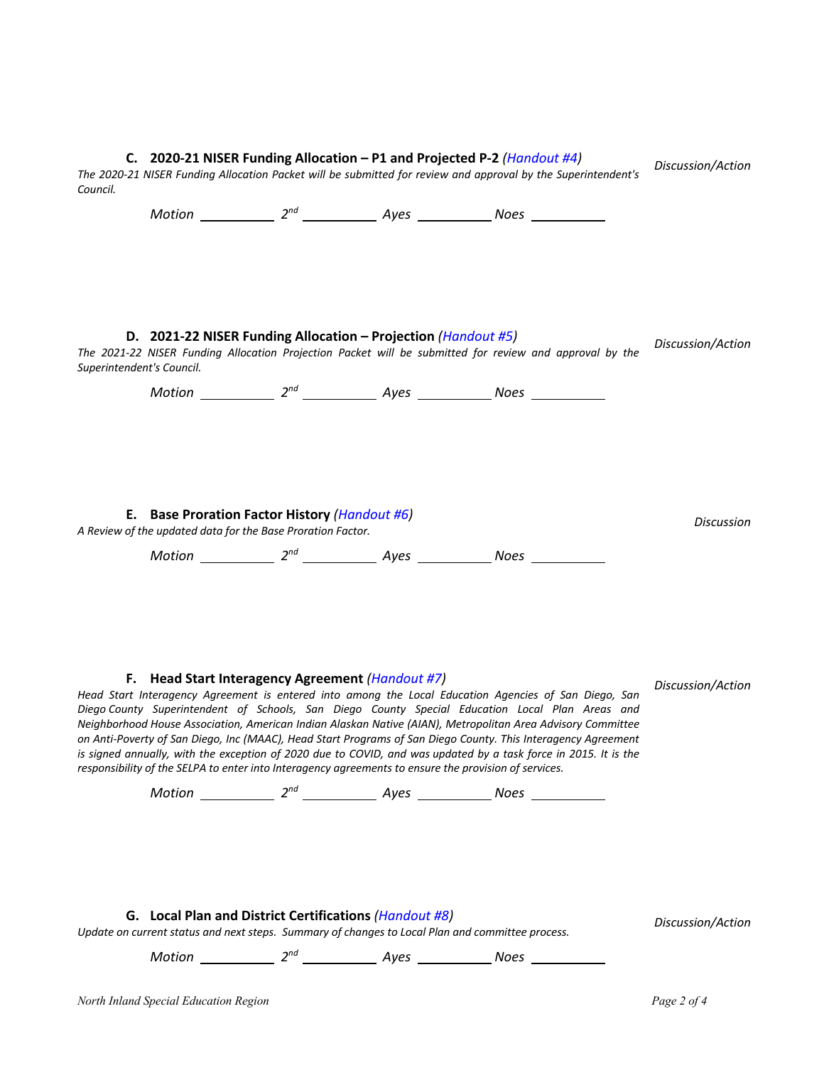### C. 2020-21 NISER Funding Allocation – P1 and Projected P-2 *(Handout #4)*

*Discussion/Action*

*The 2020-21 NISER Funding Allocation Packet will be submitted for review and approval by the Superintendent's Council.*

*Motion* \_\_\_\_\_\_\_\_\_\_ *2nd* \_\_\_\_\_\_\_\_\_\_ *Ayes* \_\_\_\_\_\_\_\_\_\_ *Noes* \_\_\_\_\_\_\_\_\_\_

### D. 2021-22 NISER Funding Allocation – Projection *(Handout #5)*

*Discussion/Action*

*The 2021-22 NISER Funding Allocation Projection Packet will be submitted for review and approval by the Superintendent's Council.*

*Motion* \_\_\_\_\_\_\_\_\_\_ *2nd* \_\_\_\_\_\_\_\_\_\_ *Ayes* \_\_\_\_\_\_\_\_\_\_ *Noes* \_\_\_\_\_\_\_\_\_\_

### E. Base Proration Factor History *(Handout #6)*

*Discussion*

*A Review of the updated data for the Base Proration Factor.*

*Motion* \_\_\_\_\_\_\_\_\_\_ *2nd* \_\_\_\_\_\_\_\_\_\_ *Ayes* \_\_\_\_\_\_\_\_\_\_ *Noes* \_\_\_\_\_\_\_\_\_\_

### F. Head Start Interagency Agreement *(Handout #7)*

*Discussion/Action*

*Head Start Interagency Agreement is entered into among the Local Education Agencies of San Diego, San Diego County Superintendent of Schools, San Diego County Special Education Local Plan Areas and Neighborhood House Association, American Indian Alaskan Native (AIAN), Metropolitan Area Advisory Committee on Anti-Poverty of San Diego, Inc (MAAC), Head Start Programs of San Diego County. This Interagency Agreement is signed annually, with the exception of 2020 due to COVID, and was updated by a task force in 2015. It is the responsibility of the SELPA to enter into Interagency agreements to ensure the provision of services.*

*Motion* \_\_\_\_\_\_\_\_\_\_ *2nd* \_\_\_\_\_\_\_\_\_\_ *Ayes* \_\_\_\_\_\_\_\_\_\_ *Noes* \_\_\_\_\_\_\_\_\_\_

### G. Local Plan and District Certifications *(Handout #8)*

*Discussion/Action*

*Update on current status and next steps. Summary of changes to Local Plan and committee process.*

*Motion* \_\_\_\_\_\_\_\_\_\_ *2nd* \_\_\_\_\_\_\_\_\_\_ *Ayes* \_\_\_\_\_\_\_\_\_\_ *Noes* \_\_\_\_\_\_\_\_\_\_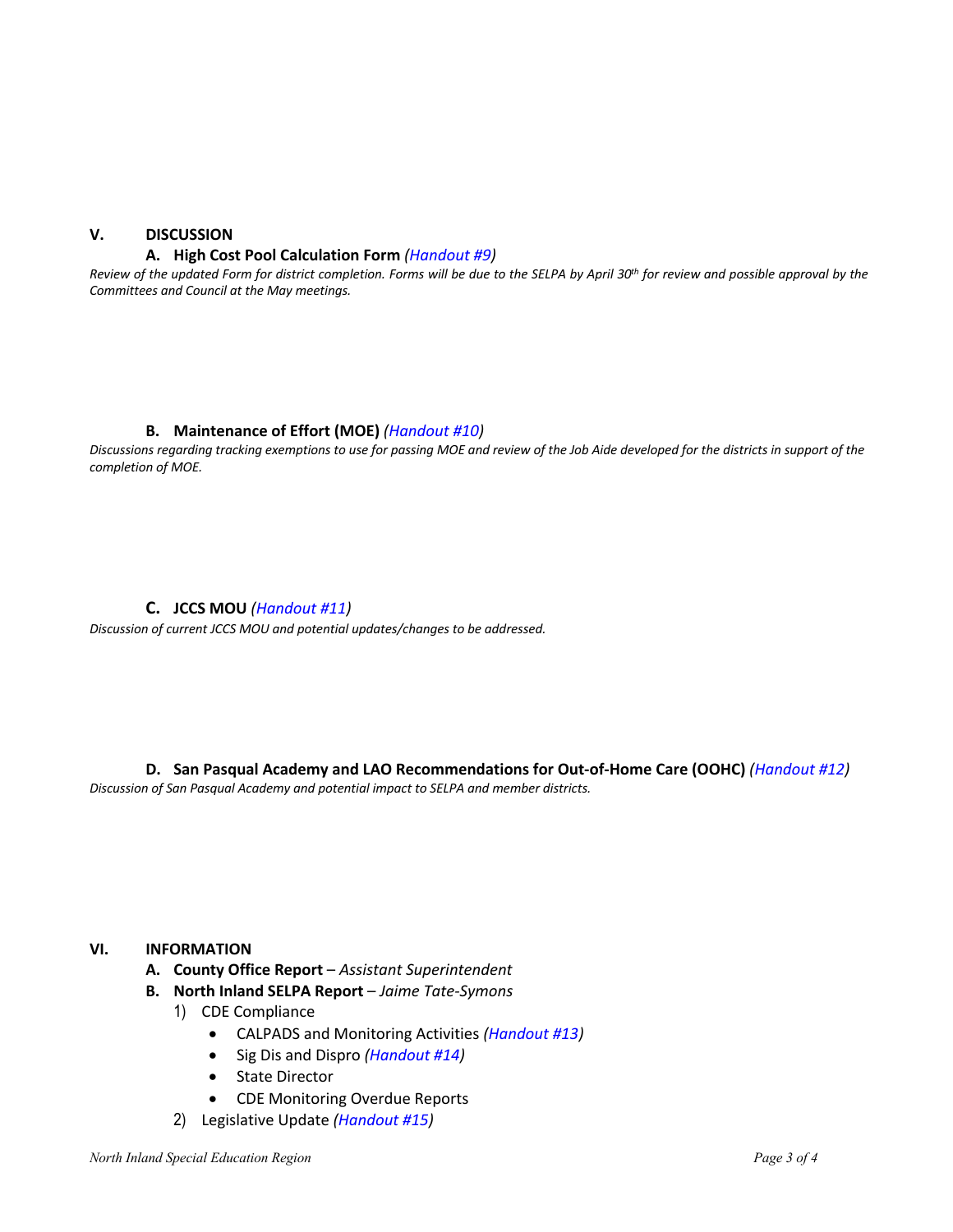## V. DISCUSSION

### A. High Cost Pool Calculation Form *(Handout #9)*

*Review of the updated Form for district completion. Forms will be due to the SELPA by April 30th for review and possible approval by the Committees and Council at the May meetings.*

### B. Maintenance of Effort (MOE) *(Handout #10)*

*Discussions regarding tracking exemptions to use for passing MOE and review of the Job Aide developed for the districts in support of the completion of MOE.*

### C. JCCS MOU *(Handout #11)*

*Discussion of current JCCS MOU and potential updates/changes to be addressed.*

### D. San Pasqual Academy and LAO Recommendations for Out-of-Home Care (OOHC) *(Handout #12)*

*Discussion of San Pasqual Academy and potential impact to SELPA and member districts.*

## VI. INFORMATION

**A. County Office Report** – *Assistant Superintendent*

**B. North Inland SELPA Report** – *Jaime Tate-Symons*

1) CDE Compliance
   - CALPADS and Monitoring Activities *(Handout #13)*
   - Sig Dis and Dispro *(Handout #14)*
   - State Director
   - CDE Monitoring Overdue Reports
2) Legislative Update *(Handout #15)*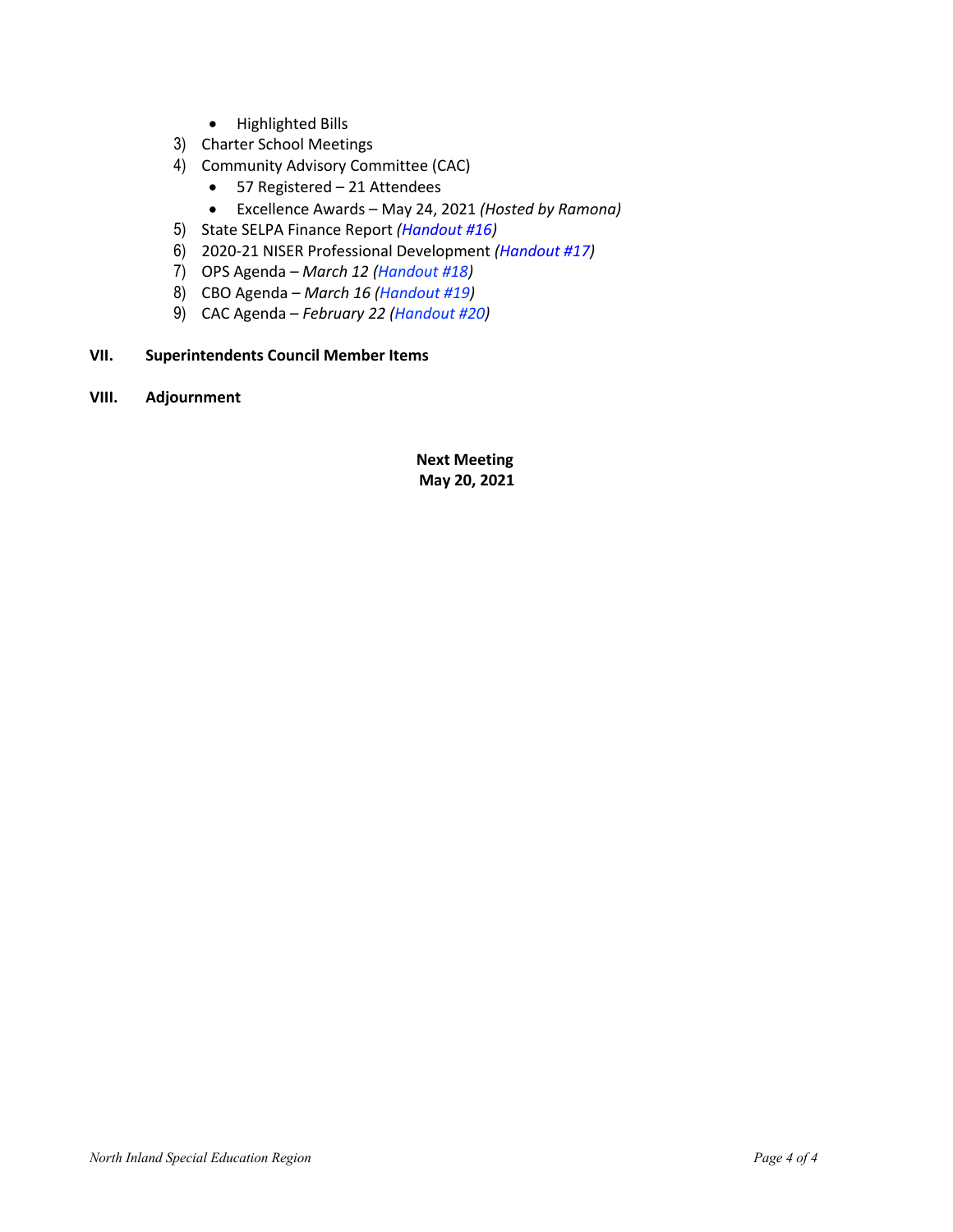- Highlighted Bills

3) Charter School Meetings
4) Community Advisory Committee (CAC)
   - 57 Registered – 21 Attendees
   - Excellence Awards – May 24, 2021 *(Hosted by Ramona)*
5) State SELPA Finance Report *(Handout #16)*
6) 2020-21 NISER Professional Development *(Handout #17)*
7) OPS Agenda – *March 12 (Handout #18)*
8) CBO Agenda – *March 16 (Handout #19)*
9) CAC Agenda – *February 22 (Handout #20)*

**VII. Superintendents Council Member Items**

**VIII. Adjournment**

**Next Meeting**
**May 20, 2021**